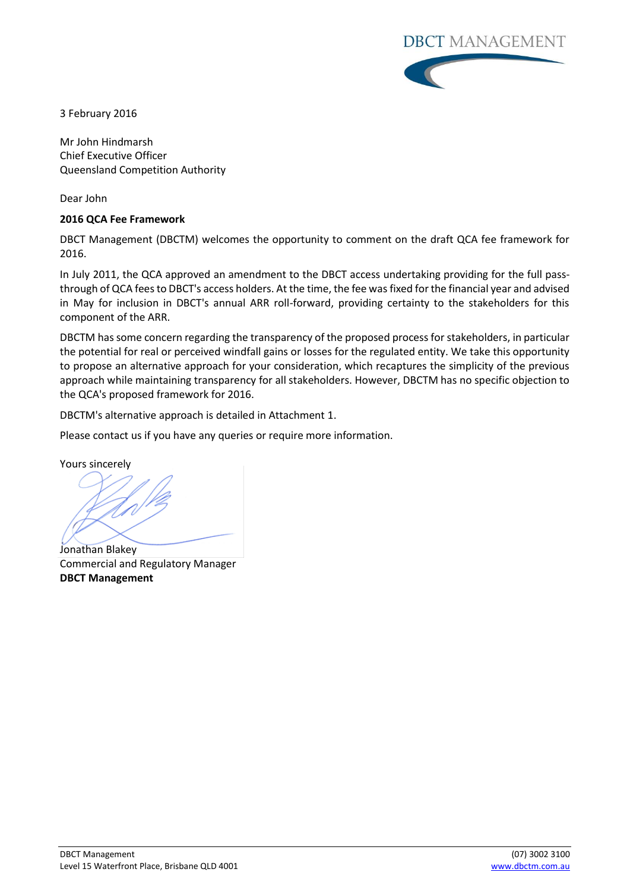DBCT MANAGEMENT

3 February 2016

Mr John Hindmarsh
Chief Executive Officer
Queensland Competition Authority

Dear John

**2016 QCA Fee Framework**

DBCT Management (DBCTM) welcomes the opportunity to comment on the draft QCA fee framework for 2016.

In July 2011, the QCA approved an amendment to the DBCT access undertaking providing for the full pass-through of QCA fees to DBCT's access holders. At the time, the fee was fixed for the financial year and advised in May for inclusion in DBCT's annual ARR roll-forward, providing certainty to the stakeholders for this component of the ARR.

DBCTM has some concern regarding the transparency of the proposed process for stakeholders, in particular the potential for real or perceived windfall gains or losses for the regulated entity. We take this opportunity to propose an alternative approach for your consideration, which recaptures the simplicity of the previous approach while maintaining transparency for all stakeholders. However, DBCTM has no specific objection to the QCA's proposed framework for 2016.

DBCTM's alternative approach is detailed in Attachment 1.

Please contact us if you have any queries or require more information.

Yours sincerely

Jonathan Blakey
Commercial and Regulatory Manager
**DBCT Management**

DBCT Management
Level 15 Waterfront Place, Brisbane QLD 4001
(07) 3002 3100
www.dbctm.com.au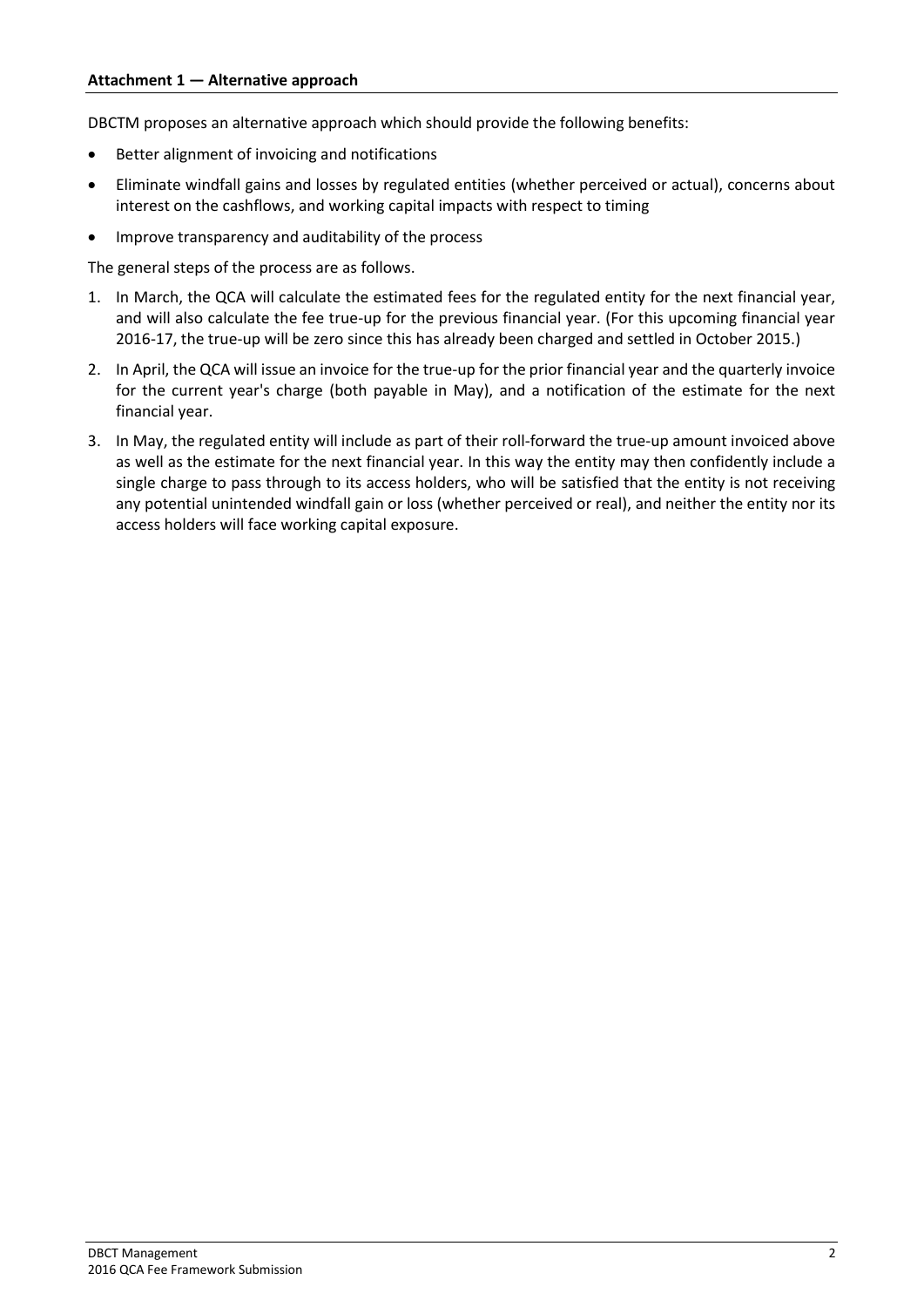**Attachment 1 — Alternative approach**

DBCTM proposes an alternative approach which should provide the following benefits:

- Better alignment of invoicing and notifications
- Eliminate windfall gains and losses by regulated entities (whether perceived or actual), concerns about interest on the cashflows, and working capital impacts with respect to timing
- Improve transparency and auditability of the process

The general steps of the process are as follows.

1. In March, the QCA will calculate the estimated fees for the regulated entity for the next financial year, and will also calculate the fee true-up for the previous financial year. (For this upcoming financial year 2016-17, the true-up will be zero since this has already been charged and settled in October 2015.)
2. In April, the QCA will issue an invoice for the true-up for the prior financial year and the quarterly invoice for the current year's charge (both payable in May), and a notification of the estimate for the next financial year.
3. In May, the regulated entity will include as part of their roll-forward the true-up amount invoiced above as well as the estimate for the next financial year. In this way the entity may then confidently include a single charge to pass through to its access holders, who will be satisfied that the entity is not receiving any potential unintended windfall gain or loss (whether perceived or real), and neither the entity nor its access holders will face working capital exposure.